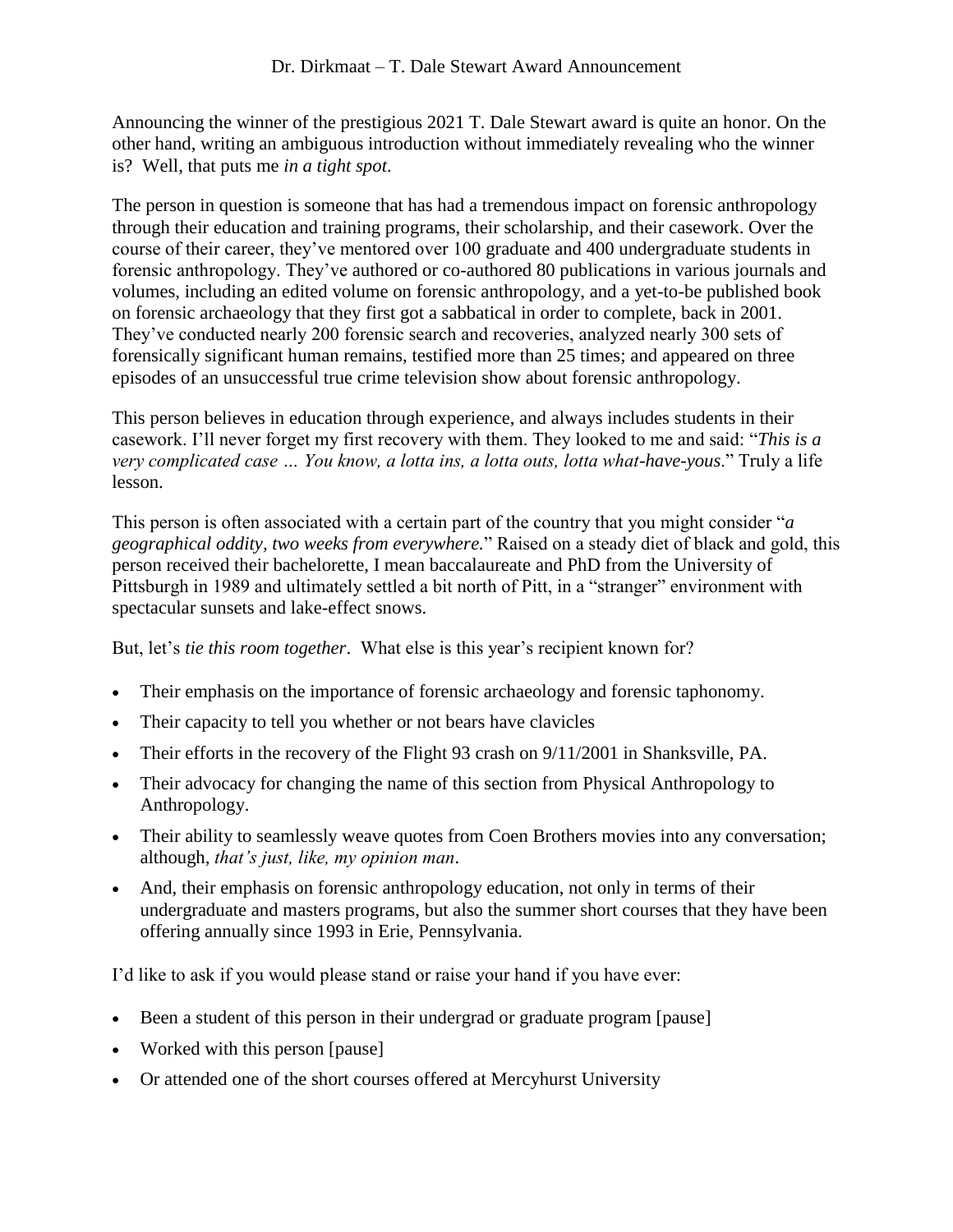Dr. Dirkmaat – T. Dale Stewart Award Announcement

Announcing the winner of the prestigious 2021 T. Dale Stewart award is quite an honor. On the other hand, writing an ambiguous introduction without immediately revealing who the winner is? Well, that puts me *in a tight spot*.

The person in question is someone that has had a tremendous impact on forensic anthropology through their education and training programs, their scholarship, and their casework. Over the course of their career, they've mentored over 100 graduate and 400 undergraduate students in forensic anthropology. They've authored or co-authored 80 publications in various journals and volumes, including an edited volume on forensic anthropology, and a yet-to-be published book on forensic archaeology that they first got a sabbatical in order to complete, back in 2001. They've conducted nearly 200 forensic search and recoveries, analyzed nearly 300 sets of forensically significant human remains, testified more than 25 times; and appeared on three episodes of an unsuccessful true crime television show about forensic anthropology.

This person believes in education through experience, and always includes students in their casework. I'll never forget my first recovery with them. They looked to me and said: "*This is a very complicated case … You know, a lotta ins, a lotta outs, lotta what-have-yous*." Truly a life lesson.

This person is often associated with a certain part of the country that you might consider "*a geographical oddity, two weeks from everywhere.*" Raised on a steady diet of black and gold, this person received their bachelorette, I mean baccalaureate and PhD from the University of Pittsburgh in 1989 and ultimately settled a bit north of Pitt, in a "stranger" environment with spectacular sunsets and lake-effect snows.

But, let's *tie this room together*. What else is this year's recipient known for?

- Their emphasis on the importance of forensic archaeology and forensic taphonomy.
- Their capacity to tell you whether or not bears have clavicles
- Their efforts in the recovery of the Flight 93 crash on 9/11/2001 in Shanksville, PA.
- Their advocacy for changing the name of this section from Physical Anthropology to Anthropology.
- Their ability to seamlessly weave quotes from Coen Brothers movies into any conversation; although, *that's just, like, my opinion man*.
- And, their emphasis on forensic anthropology education, not only in terms of their undergraduate and masters programs, but also the summer short courses that they have been offering annually since 1993 in Erie, Pennsylvania.

I'd like to ask if you would please stand or raise your hand if you have ever:

- Been a student of this person in their undergrad or graduate program [pause]
- Worked with this person [pause]
- Or attended one of the short courses offered at Mercyhurst University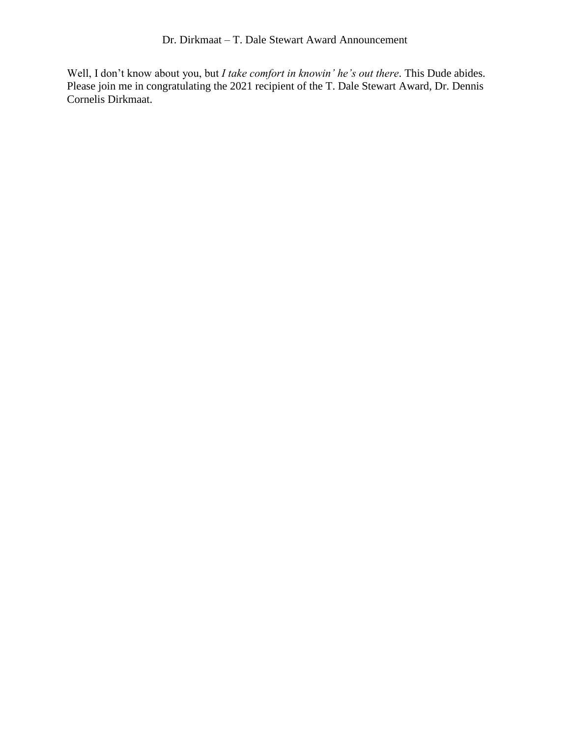Well, I don't know about you, but *I take comfort in knowin' he's out there*. This Dude abides. Please join me in congratulating the 2021 recipient of the T. Dale Stewart Award, Dr. Dennis Cornelis Dirkmaat.